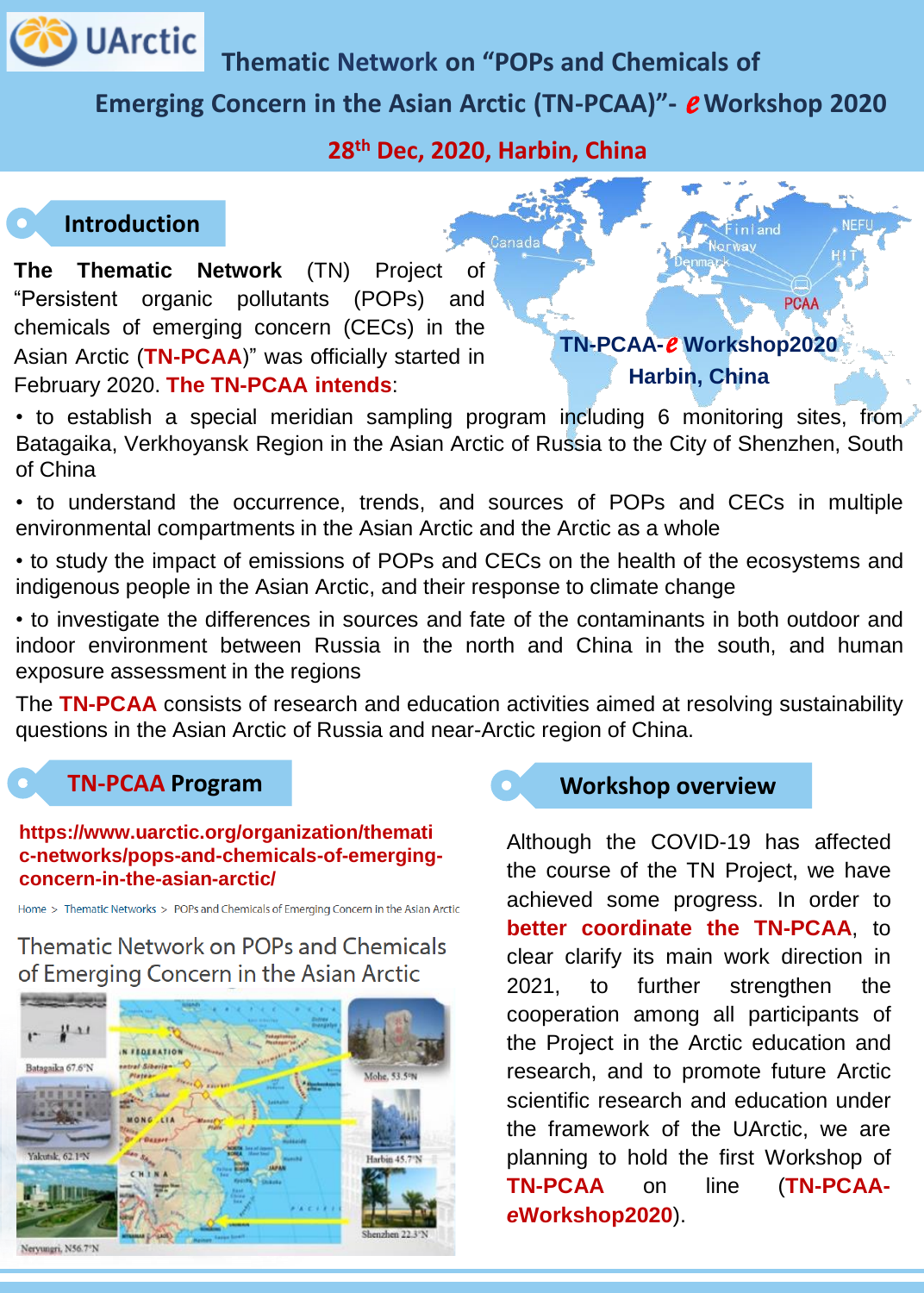# Thematic Network on "POPs and Chemicals of Emerging Concern in the Asian Arctic (TN-PCAA)"- *e* Workshop 2020

**28th Dec, 2020, Harbin, China**

## Introduction

**The Thematic Network** (TN) Project of "Persistent organic pollutants (POPs) and chemicals of emerging concern (CECs) in the Asian Arctic (**TN-PCAA**)" was officially started in February 2020. **The TN-PCAA intends**:

TN-PCAA-*e* Workshop2020
Harbin, China

- to establish a special meridian sampling program including 6 monitoring sites, from Batagaika, Verkhoyansk Region in the Asian Arctic of Russia to the City of Shenzhen, South of China
- to understand the occurrence, trends, and sources of POPs and CECs in multiple environmental compartments in the Asian Arctic and the Arctic as a whole
- to study the impact of emissions of POPs and CECs on the health of the ecosystems and indigenous people in the Asian Arctic, and their response to climate change
- to investigate the differences in sources and fate of the contaminants in both outdoor and indoor environment between Russia in the north and China in the south, and human exposure assessment in the regions

The **TN-PCAA** consists of research and education activities aimed at resolving sustainability questions in the Asian Arctic of Russia and near-Arctic region of China.

## TN-PCAA Program

**https://www.uarctic.org/organization/thematic-networks/pops-and-chemicals-of-emerging-concern-in-the-asian-arctic/**

Home > Thematic Networks > POPs and Chemicals of Emerging Concern in the Asian Arctic

Thematic Network on POPs and Chemicals of Emerging Concern in the Asian Arctic

## Workshop overview

Although the COVID-19 has affected the course of the TN Project, we have achieved some progress. In order to **better coordinate the TN-PCAA**, to clear clarify its main work direction in 2021, to further strengthen the cooperation among all participants of the Project in the Arctic education and research, and to promote future Arctic scientific research and education under the framework of the UArctic, we are planning to hold the first Workshop of **TN-PCAA** on line (**TN-PCAA-*e*Workshop2020**).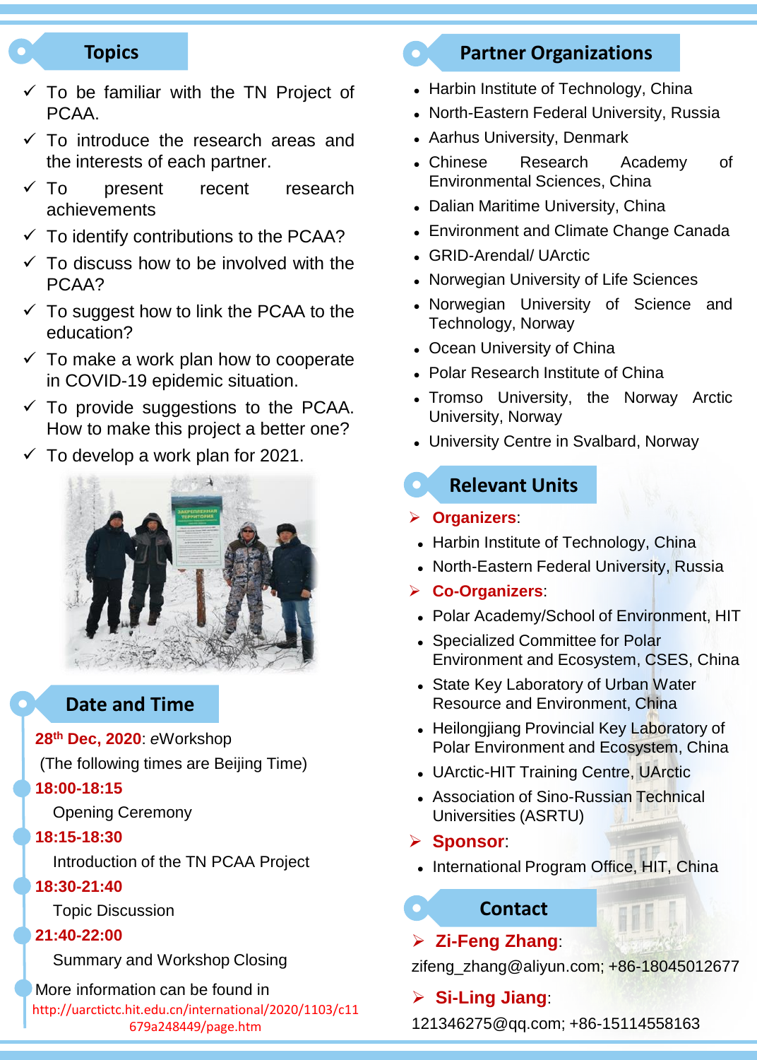## Topics

- ✓ To be familiar with the TN Project of PCAA.
- ✓ To introduce the research areas and the interests of each partner.
- ✓ To present recent research achievements
- ✓ To identify contributions to the PCAA?
- ✓ To discuss how to be involved with the PCAA?
- ✓ To suggest how to link the PCAA to the education?
- ✓ To make a work plan how to cooperate in COVID-19 epidemic situation.
- ✓ To provide suggestions to the PCAA. How to make this project a better one?
- ✓ To develop a work plan for 2021.

## Date and Time

**28th Dec, 2020**: *e*Workshop

(The following times are Beijing Time)

**18:00-18:15**

Opening Ceremony

**18:15-18:30**

Introduction of the TN PCAA Project

**18:30-21:40**

Topic Discussion

**21:40-22:00**

Summary and Workshop Closing

More information can be found in

http://uarctictc.hit.edu.cn/international/2020/1103/c11679a248449/page.htm

## Partner Organizations

- Harbin Institute of Technology, China
- North-Eastern Federal University, Russia
- Aarhus University, Denmark
- Chinese Research Academy of Environmental Sciences, China
- Dalian Maritime University, China
- Environment and Climate Change Canada
- GRID-Arendal/ UArctic
- Norwegian University of Life Sciences
- Norwegian University of Science and Technology, Norway
- Ocean University of China
- Polar Research Institute of China
- Tromso University, the Norway Arctic University, Norway
- University Centre in Svalbard, Norway

## Relevant Units

➢ **Organizers**:

- Harbin Institute of Technology, China
- North-Eastern Federal University, Russia

➢ **Co-Organizers**:

- Polar Academy/School of Environment, HIT
- Specialized Committee for Polar Environment and Ecosystem, CSES, China
- State Key Laboratory of Urban Water Resource and Environment, China
- Heilongjiang Provincial Key Laboratory of Polar Environment and Ecosystem, China
- UArctic-HIT Training Centre, UArctic
- Association of Sino-Russian Technical Universities (ASRTU)

➢ **Sponsor**:

- International Program Office, HIT, China

## Contact

➢ **Zi-Feng Zhang**:

zifeng_zhang@aliyun.com; +86-18045012677

➢ **Si-Ling Jiang**:

121346275@qq.com; +86-15114558163